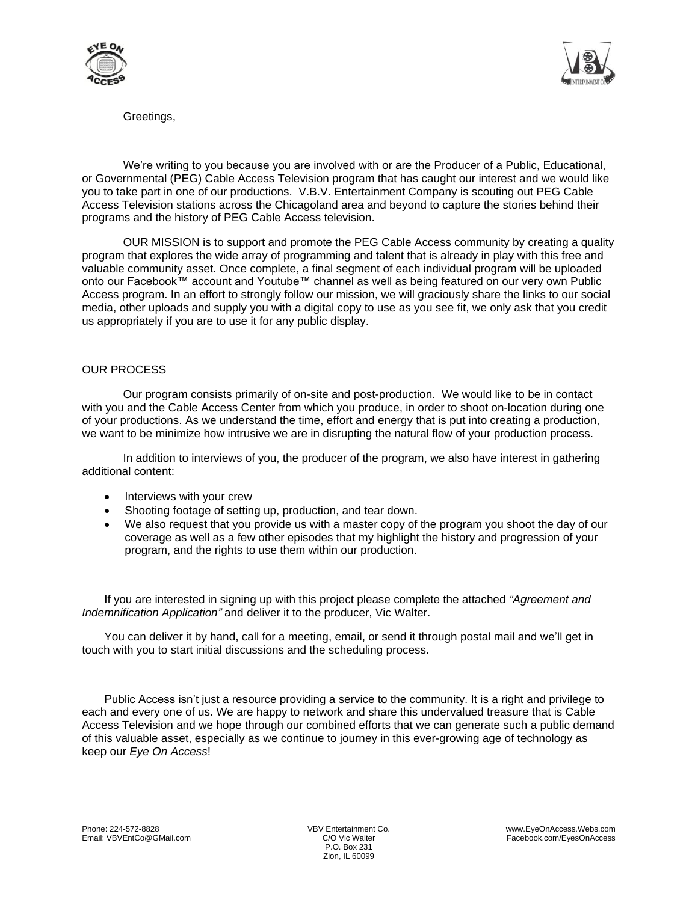Greetings,

We're writing to you because you are involved with or are the Producer of a Public, Educational, or Governmental (PEG) Cable Access Television program that has caught our interest and we would like you to take part in one of our productions. V.B.V. Entertainment Company is scouting out PEG Cable Access Television stations across the Chicagoland area and beyond to capture the stories behind their programs and the history of PEG Cable Access television.

OUR MISSION is to support and promote the PEG Cable Access community by creating a quality program that explores the wide array of programming and talent that is already in play with this free and valuable community asset. Once complete, a final segment of each individual program will be uploaded onto our Facebook™ account and Youtube™ channel as well as being featured on our very own Public Access program. In an effort to strongly follow our mission, we will graciously share the links to our social media, other uploads and supply you with a digital copy to use as you see fit, we only ask that you credit us appropriately if you are to use it for any public display.

OUR PROCESS

Our program consists primarily of on-site and post-production. We would like to be in contact with you and the Cable Access Center from which you produce, in order to shoot on-location during one of your productions. As we understand the time, effort and energy that is put into creating a production, we want to be minimize how intrusive we are in disrupting the natural flow of your production process.

In addition to interviews of you, the producer of the program, we also have interest in gathering additional content:

- Interviews with your crew
- Shooting footage of setting up, production, and tear down.
- We also request that you provide us with a master copy of the program you shoot the day of our coverage as well as a few other episodes that my highlight the history and progression of your program, and the rights to use them within our production.

If you are interested in signing up with this project please complete the attached *"Agreement and Indemnification Application"* and deliver it to the producer, Vic Walter.

You can deliver it by hand, call for a meeting, email, or send it through postal mail and we'll get in touch with you to start initial discussions and the scheduling process.

Public Access isn't just a resource providing a service to the community. It is a right and privilege to each and every one of us. We are happy to network and share this undervalued treasure that is Cable Access Television and we hope through our combined efforts that we can generate such a public demand of this valuable asset, especially as we continue to journey in this ever-growing age of technology as keep our *Eye On Access*!

Phone: 224-572-8828
Email: VBVEntCo@GMail.com

VBV Entertainment Co.
C/O Vic Walter
P.O. Box 231
Zion, IL 60099

www.EyeOnAccess.Webs.com
Facebook.com/EyesOnAccess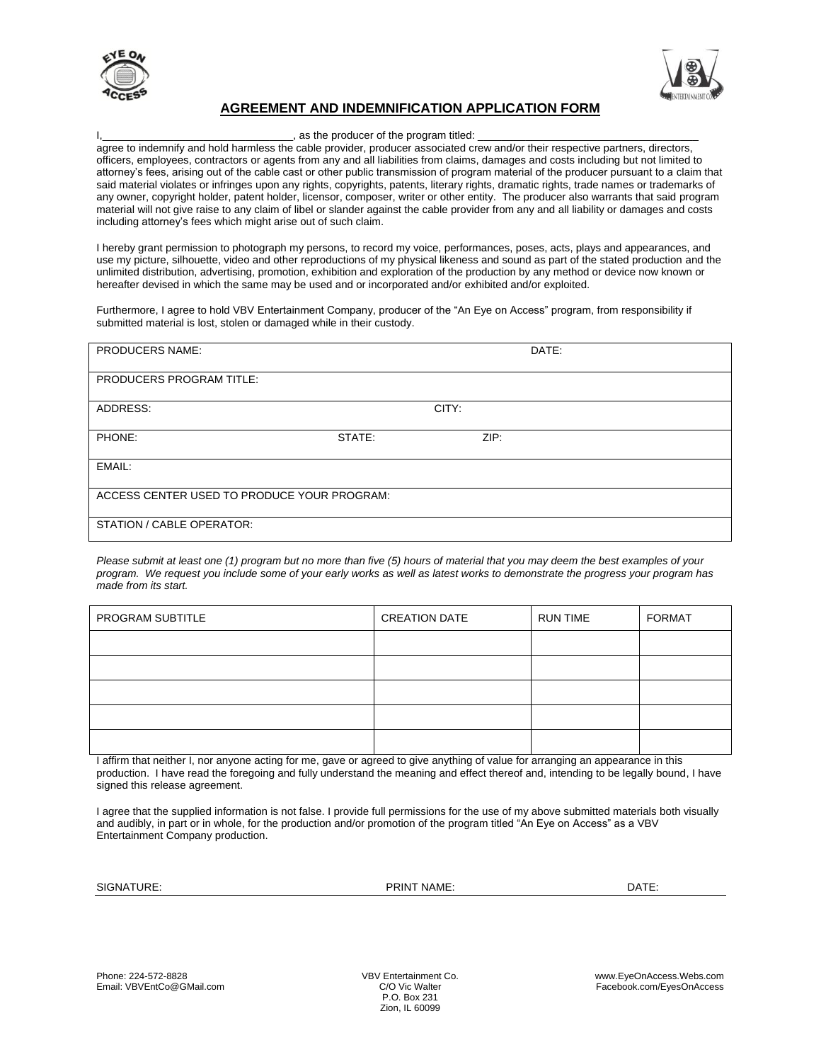## AGREEMENT AND INDEMNIFICATION APPLICATION FORM

I,________________________________, as the producer of the program titled: ____________________________________ agree to indemnify and hold harmless the cable provider, producer associated crew and/or their respective partners, directors, officers, employees, contractors or agents from any and all liabilities from claims, damages and costs including but not limited to attorney's fees, arising out of the cable cast or other public transmission of program material of the producer pursuant to a claim that said material violates or infringes upon any rights, copyrights, patents, literary rights, dramatic rights, trade names or trademarks of any owner, copyright holder, patent holder, licensor, composer, writer or other entity. The producer also warrants that said program material will not give raise to any claim of libel or slander against the cable provider from any and all liability or damages and costs including attorney's fees which might arise out of such claim.

I hereby grant permission to photograph my persons, to record my voice, performances, poses, acts, plays and appearances, and use my picture, silhouette, video and other reproductions of my physical likeness and sound as part of the stated production and the unlimited distribution, advertising, promotion, exhibition and exploration of the production by any method or device now known or hereafter devised in which the same may be used and or incorporated and/or exhibited and/or exploited.

Furthermore, I agree to hold VBV Entertainment Company, producer of the "An Eye on Access" program, from responsibility if submitted material is lost, stolen or damaged while in their custody.

| | | |
|---|---|---|
| PRODUCERS NAME: | | DATE: |
| PRODUCERS PROGRAM TITLE: | | |
| ADDRESS: | CITY: | |
| PHONE: | STATE: | ZIP: |
| EMAIL: | | |
| ACCESS CENTER USED TO PRODUCE YOUR PROGRAM: | | |
| STATION / CABLE OPERATOR: | | |

*Please submit at least one (1) program but no more than five (5) hours of material that you may deem the best examples of your program. We request you include some of your early works as well as latest works to demonstrate the progress your program has made from its start.*

| PROGRAM SUBTITLE | CREATION DATE | RUN TIME | FORMAT |
|---|---|---|---|
| | | | |
| | | | |
| | | | |
| | | | |
| | | | |

I affirm that neither I, nor anyone acting for me, gave or agreed to give anything of value for arranging an appearance in this production. I have read the foregoing and fully understand the meaning and effect thereof and, intending to be legally bound, I have signed this release agreement.

I agree that the supplied information is not false. I provide full permissions for the use of my above submitted materials both visually and audibly, in part or in whole, for the production and/or promotion of the program titled "An Eye on Access" as a VBV Entertainment Company production.

SIGNATURE: PRINT NAME: DATE:

Phone: 224-572-8828
Email: VBVEntCo@GMail.com

VBV Entertainment Co.
C/O Vic Walter
P.O. Box 231
Zion, IL 60099

www.EyeOnAccess.Webs.com
Facebook.com/EyesOnAccess